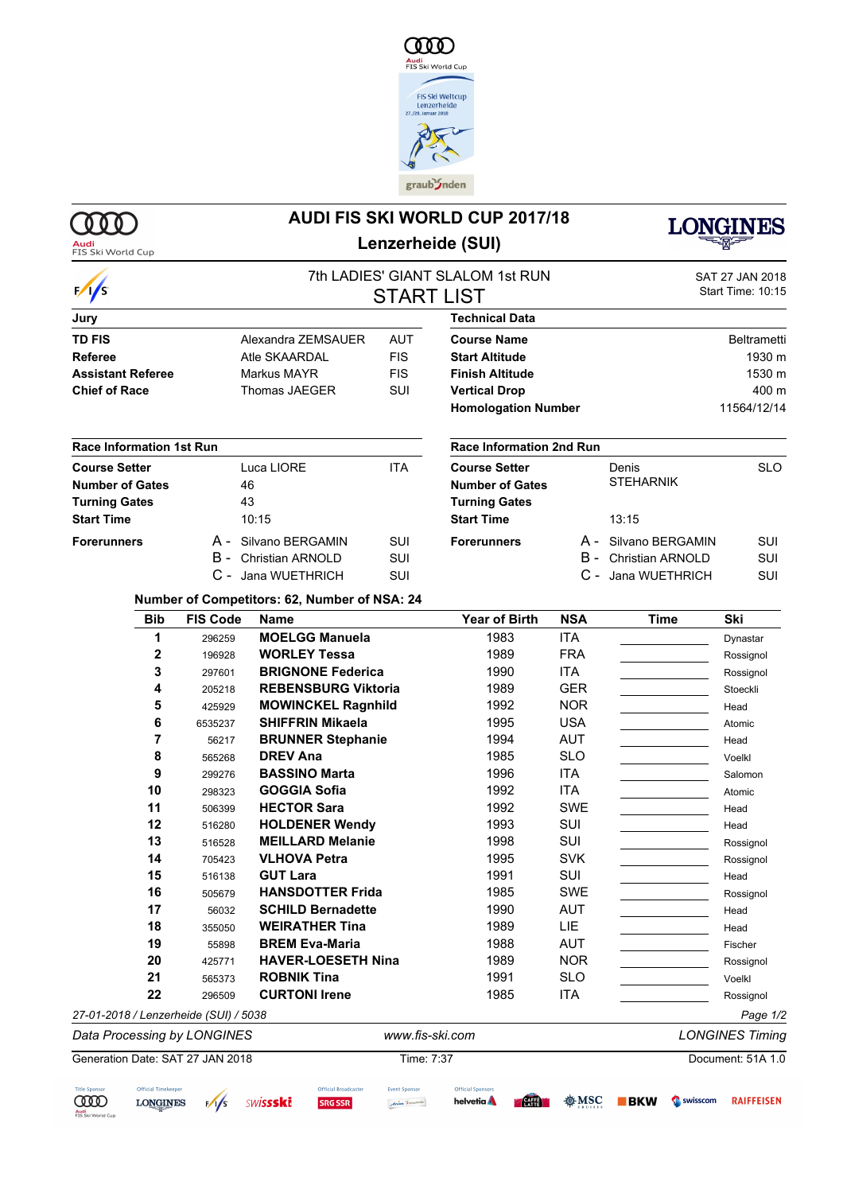# AUDI FIS SKI WORLD CUP 2017/18

## Lenzerheide (SUI)

### 7th LADIES' GIANT SLALOM 1st RUN

### START LIST

SAT 27 JAN 2018
Start Time: 10:15

| Jury | | |
|---|---|---|
| **TD FIS** | Alexandra ZEMSAUER | AUT |
| **Referee** | Atle SKAARDAL | FIS |
| **Assistant Referee** | Markus MAYR | FIS |
| **Chief of Race** | Thomas JAEGER | SUI |

| Technical Data | |
|---|---|
| **Course Name** | Beltrametti |
| **Start Altitude** | 1930 m |
| **Finish Altitude** | 1530 m |
| **Vertical Drop** | 400 m |
| **Homologation Number** | 11564/12/14 |

| Race Information 1st Run | | |
|---|---|---|
| **Course Setter** | Luca LIORE | ITA |
| **Number of Gates** | 46 | |
| **Turning Gates** | 43 | |
| **Start Time** | 10:15 | |
| **Forerunners** | A - Silvano BERGAMIN | SUI |
| | B - Christian ARNOLD | SUI |
| | C - Jana WUETHRICH | SUI |

| Race Information 2nd Run | | |
|---|---|---|
| **Course Setter** | Denis STEHARNIK | SLO |
| **Number of Gates** | | |
| **Turning Gates** | | |
| **Start Time** | 13:15 | |
| **Forerunners** | A - Silvano BERGAMIN | SUI |
| | B - Christian ARNOLD | SUI |
| | C - Jana WUETHRICH | SUI |

**Number of Competitors: 62, Number of NSA: 24**

| Bib | FIS Code | Name | Year of Birth | NSA | Time | Ski |
|---|---|---|---|---|---|---|
| 1 | 296259 | **MOELGG Manuela** | 1983 | ITA | | Dynastar |
| 2 | 196928 | **WORLEY Tessa** | 1989 | FRA | | Rossignol |
| 3 | 297601 | **BRIGNONE Federica** | 1990 | ITA | | Rossignol |
| 4 | 205218 | **REBENSBURG Viktoria** | 1989 | GER | | Stoeckli |
| 5 | 425929 | **MOWINCKEL Ragnhild** | 1992 | NOR | | Head |
| 6 | 6535237 | **SHIFFRIN Mikaela** | 1995 | USA | | Atomic |
| 7 | 56217 | **BRUNNER Stephanie** | 1994 | AUT | | Head |
| 8 | 565268 | **DREV Ana** | 1985 | SLO | | Voelkl |
| 9 | 299276 | **BASSINO Marta** | 1996 | ITA | | Salomon |
| 10 | 298323 | **GOGGIA Sofia** | 1992 | ITA | | Atomic |
| 11 | 506399 | **HECTOR Sara** | 1992 | SWE | | Head |
| 12 | 516280 | **HOLDENER Wendy** | 1993 | SUI | | Head |
| 13 | 516528 | **MEILLARD Melanie** | 1998 | SUI | | Rossignol |
| 14 | 705423 | **VLHOVA Petra** | 1995 | SVK | | Rossignol |
| 15 | 516138 | **GUT Lara** | 1991 | SUI | | Head |
| 16 | 505679 | **HANSDOTTER Frida** | 1985 | SWE | | Rossignol |
| 17 | 56032 | **SCHILD Bernadette** | 1990 | AUT | | Head |
| 18 | 355050 | **WEIRATHER Tina** | 1989 | LIE | | Head |
| 19 | 55898 | **BREM Eva-Maria** | 1988 | AUT | | Fischer |
| 20 | 425771 | **HAVER-LOESETH Nina** | 1989 | NOR | | Rossignol |
| 21 | 565373 | **ROBNIK Tina** | 1991 | SLO | | Voelkl |
| 22 | 296509 | **CURTONI Irene** | 1985 | ITA | | Rossignol |

*27-01-2018 / Lenzerheide (SUI) / 5038*

*Data Processing by LONGINES* *www.fis-ski.com* *LONGINES Timing*

Generation Date: SAT 27 JAN 2018 Time: 7:37 Document: 51A 1.0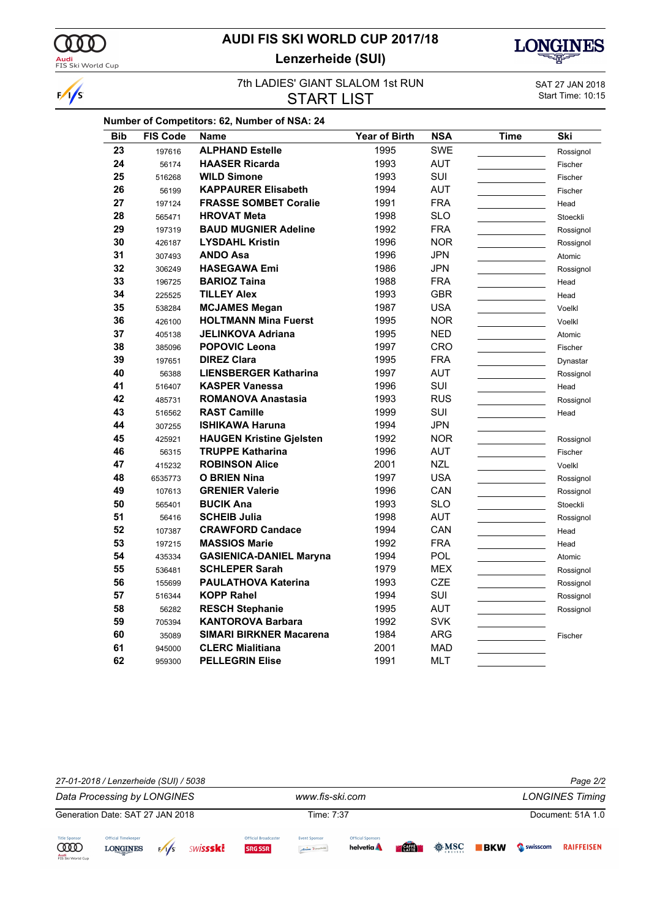# AUDI FIS SKI WORLD CUP 2017/18

## Lenzerheide (SUI)

### 7th LADIES' GIANT SLALOM 1st RUN

### START LIST

SAT 27 JAN 2018
Start Time: 10:15

**Number of Competitors: 62, Number of NSA: 24**

| Bib | FIS Code | Name | Year of Birth | NSA | Time | Ski |
|---|---|---|---|---|---|---|
| 23 | 197616 | **ALPHAND Estelle** | 1995 | SWE | | Rossignol |
| 24 | 56174 | **HAASER Ricarda** | 1993 | AUT | | Fischer |
| 25 | 516268 | **WILD Simone** | 1993 | SUI | | Fischer |
| 26 | 56199 | **KAPPAURER Elisabeth** | 1994 | AUT | | Fischer |
| 27 | 197124 | **FRASSE SOMBET Coralie** | 1991 | FRA | | Head |
| 28 | 565471 | **HROVAT Meta** | 1998 | SLO | | Stoeckli |
| 29 | 197319 | **BAUD MUGNIER Adeline** | 1992 | FRA | | Rossignol |
| 30 | 426187 | **LYSDAHL Kristin** | 1996 | NOR | | Rossignol |
| 31 | 307493 | **ANDO Asa** | 1996 | JPN | | Atomic |
| 32 | 306249 | **HASEGAWA Emi** | 1986 | JPN | | Rossignol |
| 33 | 196725 | **BARIOZ Taina** | 1988 | FRA | | Head |
| 34 | 225525 | **TILLEY Alex** | 1993 | GBR | | Head |
| 35 | 538284 | **MCJAMES Megan** | 1987 | USA | | Voelkl |
| 36 | 426100 | **HOLTMANN Mina Fuerst** | 1995 | NOR | | Voelkl |
| 37 | 405138 | **JELINKOVA Adriana** | 1995 | NED | | Atomic |
| 38 | 385096 | **POPOVIC Leona** | 1997 | CRO | | Fischer |
| 39 | 197651 | **DIREZ Clara** | 1995 | FRA | | Dynastar |
| 40 | 56388 | **LIENSBERGER Katharina** | 1997 | AUT | | Rossignol |
| 41 | 516407 | **KASPER Vanessa** | 1996 | SUI | | Head |
| 42 | 485731 | **ROMANOVA Anastasia** | 1993 | RUS | | Rossignol |
| 43 | 516562 | **RAST Camille** | 1999 | SUI | | Head |
| 44 | 307255 | **ISHIKAWA Haruna** | 1994 | JPN | | |
| 45 | 425921 | **HAUGEN Kristine Gjelsten** | 1992 | NOR | | Rossignol |
| 46 | 56315 | **TRUPPE Katharina** | 1996 | AUT | | Fischer |
| 47 | 415232 | **ROBINSON Alice** | 2001 | NZL | | Voelkl |
| 48 | 6535773 | **O BRIEN Nina** | 1997 | USA | | Rossignol |
| 49 | 107613 | **GRENIER Valerie** | 1996 | CAN | | Rossignol |
| 50 | 565401 | **BUCIK Ana** | 1993 | SLO | | Stoeckli |
| 51 | 56416 | **SCHEIB Julia** | 1998 | AUT | | Rossignol |
| 52 | 107387 | **CRAWFORD Candace** | 1994 | CAN | | Head |
| 53 | 197215 | **MASSIOS Marie** | 1992 | FRA | | Head |
| 54 | 435334 | **GASIENICA-DANIEL Maryna** | 1994 | POL | | Atomic |
| 55 | 536481 | **SCHLEPER Sarah** | 1979 | MEX | | Rossignol |
| 56 | 155699 | **PAULATHOVA Katerina** | 1993 | CZE | | Rossignol |
| 57 | 516344 | **KOPP Rahel** | 1994 | SUI | | Rossignol |
| 58 | 56282 | **RESCH Stephanie** | 1995 | AUT | | Rossignol |
| 59 | 705394 | **KANTOROVA Barbara** | 1992 | SVK | | |
| 60 | 35089 | **SIMARI BIRKNER Macarena** | 1984 | ARG | | Fischer |
| 61 | 945000 | **CLERC Mialitiana** | 2001 | MAD | | |
| 62 | 959300 | **PELLEGRIN Elise** | 1991 | MLT | | |

*27-01-2018 / Lenzerheide (SUI) / 5038*

*Data Processing by LONGINES* — *www.fis-ski.com* — *LONGINES Timing*

Generation Date: SAT 27 JAN 2018 — Time: 7:37 — Document: 51A 1.0